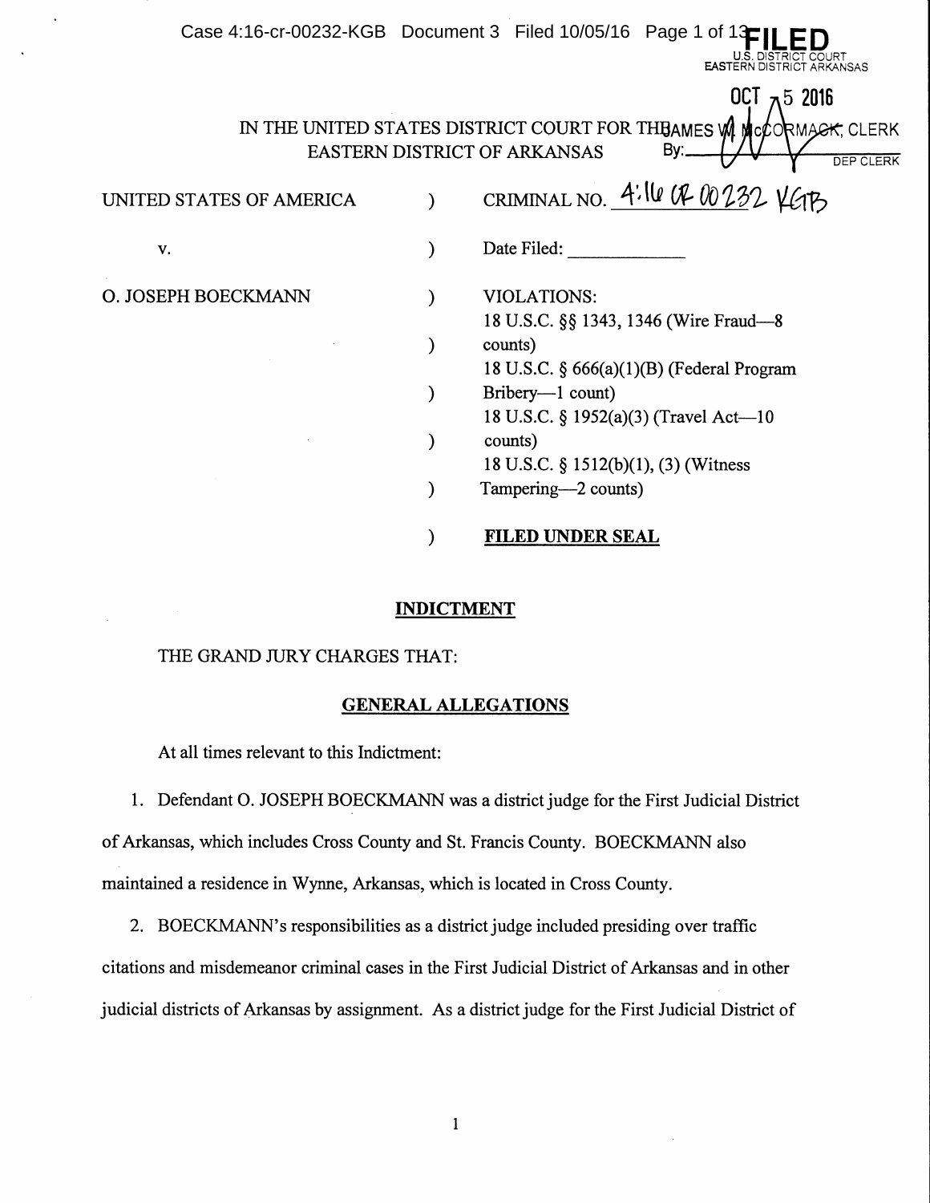FILED
U.S. DISTRICT COURT
EASTERN DISTRICT ARKANSAS

OCT 5 2016

IN THE UNITED STATES DISTRICT COURT FOR THE
EASTERN DISTRICT OF ARKANSAS

JAMES W. McCORMACK, CLERK
By: ______ DEP CLERK

| | | |
|---|---|---|
| UNITED STATES OF AMERICA | ) | CRIMINAL NO. 4:16 CR 00232 KGB |
| v. | ) | Date Filed: ____________ |
| O. JOSEPH BOECKMANN | ) | VIOLATIONS: |
| | ) | 18 U.S.C. §§ 1343, 1346 (Wire Fraud—8 counts) |
| | ) | 18 U.S.C. § 666(a)(1)(B) (Federal Program Bribery—1 count) |
| | ) | 18 U.S.C. § 1952(a)(3) (Travel Act—10 counts) |
| | ) | 18 U.S.C. § 1512(b)(1), (3) (Witness Tampering—2 counts) |
| | ) | **FILED UNDER SEAL** |

## INDICTMENT

THE GRAND JURY CHARGES THAT:

## GENERAL ALLEGATIONS

At all times relevant to this Indictment:

1. Defendant O. JOSEPH BOECKMANN was a district judge for the First Judicial District of Arkansas, which includes Cross County and St. Francis County. BOECKMANN also maintained a residence in Wynne, Arkansas, which is located in Cross County.

2. BOECKMANN's responsibilities as a district judge included presiding over traffic citations and misdemeanor criminal cases in the First Judicial District of Arkansas and in other judicial districts of Arkansas by assignment. As a district judge for the First Judicial District of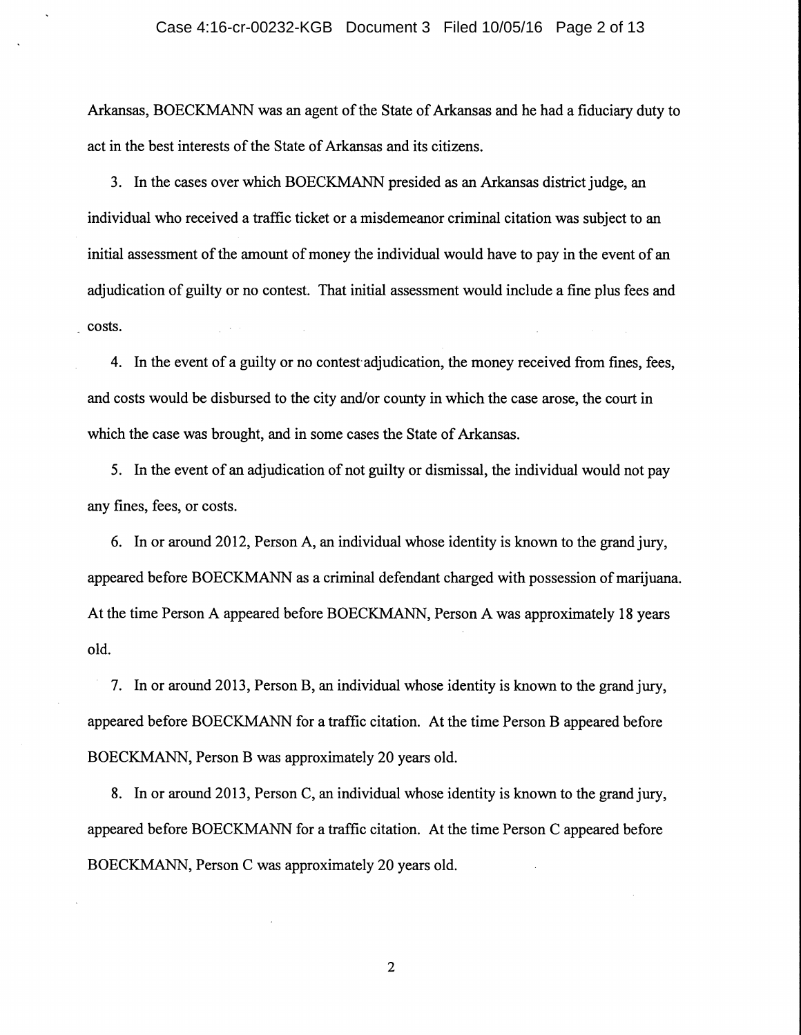Arkansas, BOECKMANN was an agent of the State of Arkansas and he had a fiduciary duty to act in the best interests of the State of Arkansas and its citizens.

3. In the cases over which BOECKMANN presided as an Arkansas district judge, an individual who received a traffic ticket or a misdemeanor criminal citation was subject to an initial assessment of the amount of money the individual would have to pay in the event of an adjudication of guilty or no contest. That initial assessment would include a fine plus fees and costs.

4. In the event of a guilty or no contest adjudication, the money received from fines, fees, and costs would be disbursed to the city and/or county in which the case arose, the court in which the case was brought, and in some cases the State of Arkansas.

5. In the event of an adjudication of not guilty or dismissal, the individual would not pay any fines, fees, or costs.

6. In or around 2012, Person A, an individual whose identity is known to the grand jury, appeared before BOECKMANN as a criminal defendant charged with possession of marijuana. At the time Person A appeared before BOECKMANN, Person A was approximately 18 years old.

7. In or around 2013, Person B, an individual whose identity is known to the grand jury, appeared before BOECKMANN for a traffic citation. At the time Person B appeared before BOECKMANN, Person B was approximately 20 years old.

8. In or around 2013, Person C, an individual whose identity is known to the grand jury, appeared before BOECKMANN for a traffic citation. At the time Person C appeared before BOECKMANN, Person C was approximately 20 years old.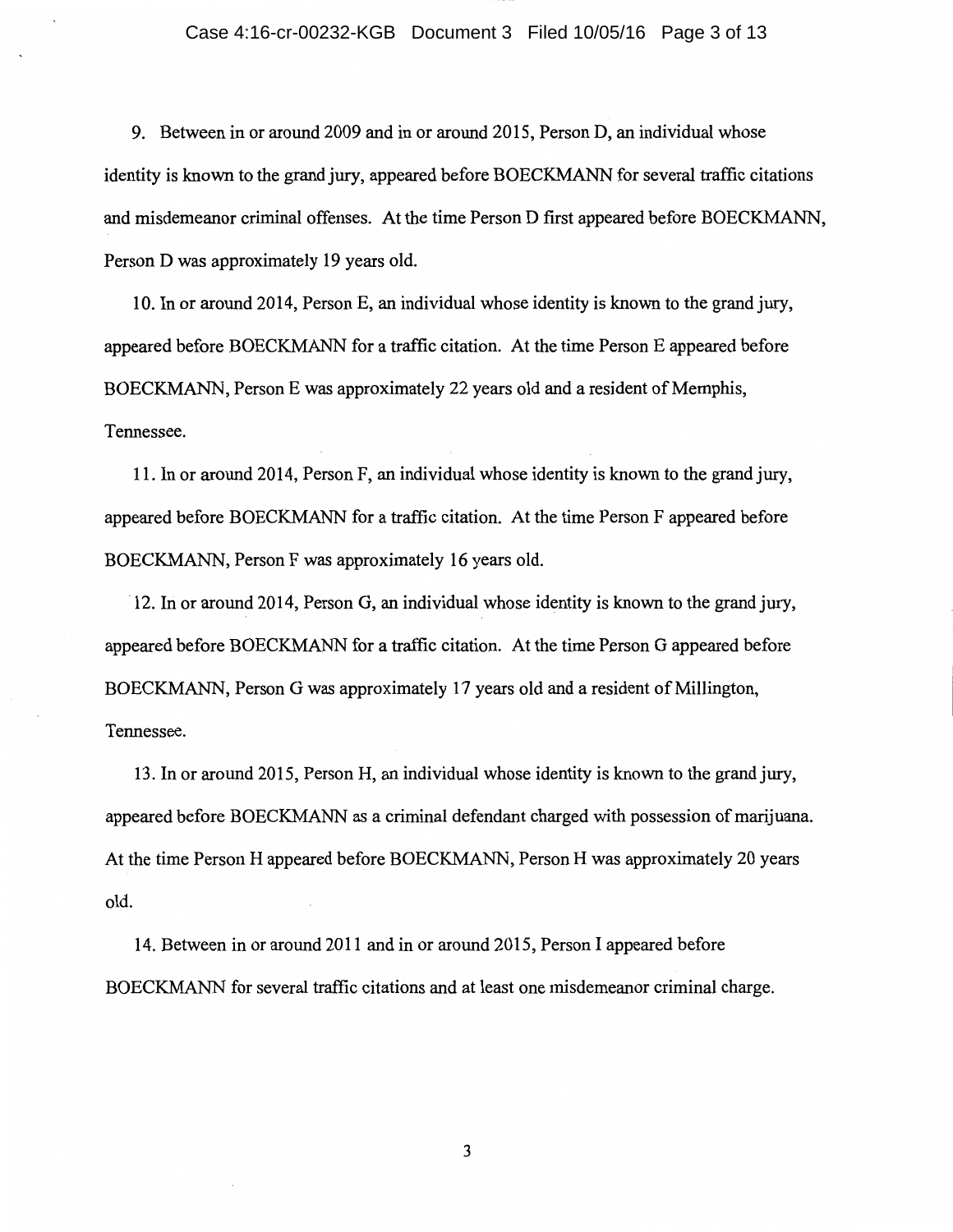9. Between in or around 2009 and in or around 2015, Person D, an individual whose identity is known to the grand jury, appeared before BOECKMANN for several traffic citations and misdemeanor criminal offenses. At the time Person D first appeared before BOECKMANN, Person D was approximately 19 years old.

10. In or around 2014, Person E, an individual whose identity is known to the grand jury, appeared before BOECKMANN for a traffic citation. At the time Person E appeared before BOECKMANN, Person E was approximately 22 years old and a resident of Memphis, Tennessee.

11. In or around 2014, Person F, an individual whose identity is known to the grand jury, appeared before BOECKMANN for a traffic citation. At the time Person F appeared before BOECKMANN, Person F was approximately 16 years old.

12. In or around 2014, Person G, an individual whose identity is known to the grand jury, appeared before BOECKMANN for a traffic citation. At the time Person G appeared before BOECKMANN, Person G was approximately 17 years old and a resident of Millington, Tennessee.

13. In or around 2015, Person H, an individual whose identity is known to the grand jury, appeared before BOECKMANN as a criminal defendant charged with possession of marijuana. At the time Person H appeared before BOECKMANN, Person H was approximately 20 years old.

14. Between in or around 2011 and in or around 2015, Person I appeared before BOECKMANN for several traffic citations and at least one misdemeanor criminal charge.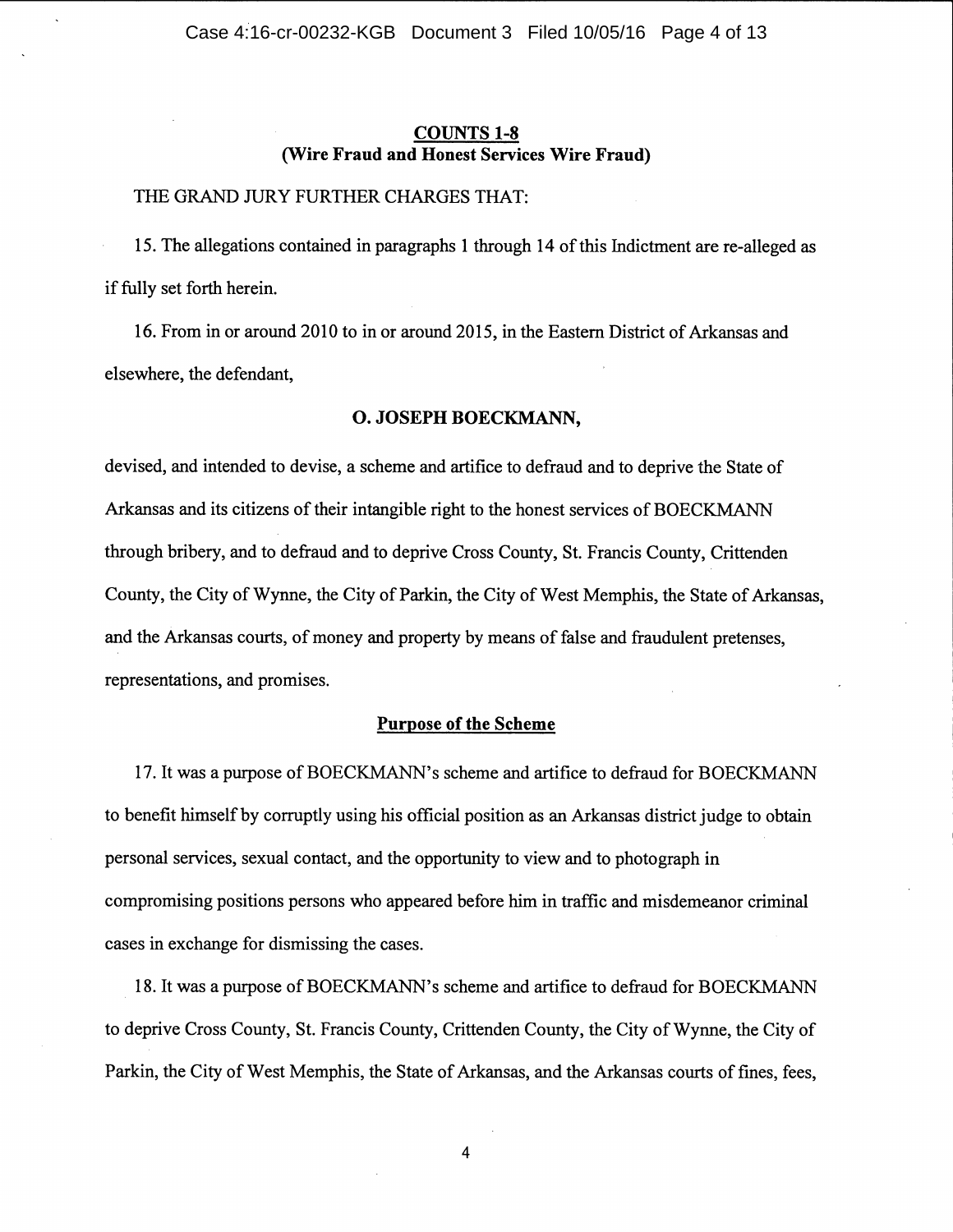## COUNTS 1-8
### (Wire Fraud and Honest Services Wire Fraud)

THE GRAND JURY FURTHER CHARGES THAT:

15. The allegations contained in paragraphs 1 through 14 of this Indictment are re-alleged as if fully set forth herein.

16. From in or around 2010 to in or around 2015, in the Eastern District of Arkansas and elsewhere, the defendant,

**O. JOSEPH BOECKMANN,**

devised, and intended to devise, a scheme and artifice to defraud and to deprive the State of Arkansas and its citizens of their intangible right to the honest services of BOECKMANN through bribery, and to defraud and to deprive Cross County, St. Francis County, Crittenden County, the City of Wynne, the City of Parkin, the City of West Memphis, the State of Arkansas, and the Arkansas courts, of money and property by means of false and fraudulent pretenses, representations, and promises.

### Purpose of the Scheme

17. It was a purpose of BOECKMANN's scheme and artifice to defraud for BOECKMANN to benefit himself by corruptly using his official position as an Arkansas district judge to obtain personal services, sexual contact, and the opportunity to view and to photograph in compromising positions persons who appeared before him in traffic and misdemeanor criminal cases in exchange for dismissing the cases.

18. It was a purpose of BOECKMANN's scheme and artifice to defraud for BOECKMANN to deprive Cross County, St. Francis County, Crittenden County, the City of Wynne, the City of Parkin, the City of West Memphis, the State of Arkansas, and the Arkansas courts of fines, fees,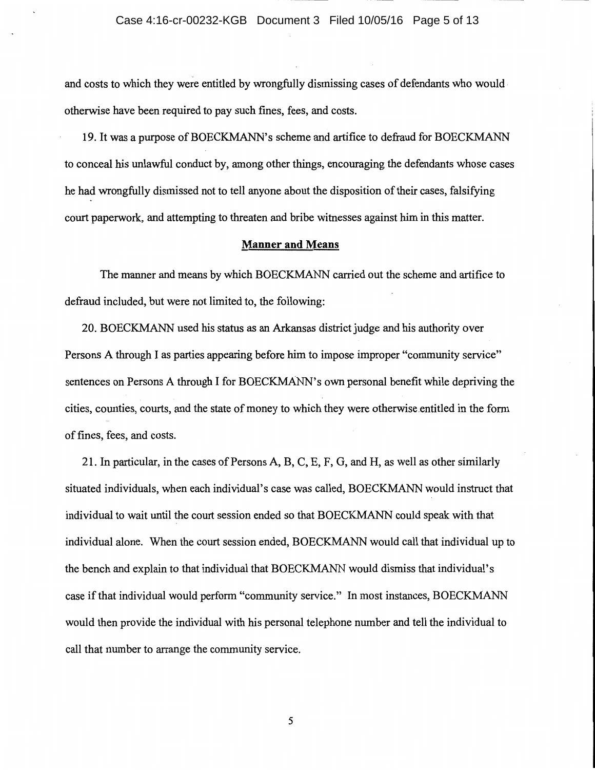and costs to which they were entitled by wrongfully dismissing cases of defendants who would otherwise have been required to pay such fines, fees, and costs.

19. It was a purpose of BOECKMANN's scheme and artifice to defraud for BOECKMANN to conceal his unlawful conduct by, among other things, encouraging the defendants whose cases he had wrongfully dismissed not to tell anyone about the disposition of their cases, falsifying court paperwork, and attempting to threaten and bribe witnesses against him in this matter.

## Manner and Means

The manner and means by which BOECKMANN carried out the scheme and artifice to defraud included, but were not limited to, the following:

20. BOECKMANN used his status as an Arkansas district judge and his authority over Persons A through I as parties appearing before him to impose improper "community service" sentences on Persons A through I for BOECKMANN's own personal benefit while depriving the cities, counties, courts, and the state of money to which they were otherwise entitled in the form of fines, fees, and costs.

21. In particular, in the cases of Persons A, B, C, E, F, G, and H, as well as other similarly situated individuals, when each individual's case was called, BOECKMANN would instruct that individual to wait until the court session ended so that BOECKMANN could speak with that individual alone. When the court session ended, BOECKMANN would call that individual up to the bench and explain to that individual that BOECKMANN would dismiss that individual's case if that individual would perform "community service." In most instances, BOECKMANN would then provide the individual with his personal telephone number and tell the individual to call that number to arrange the community service.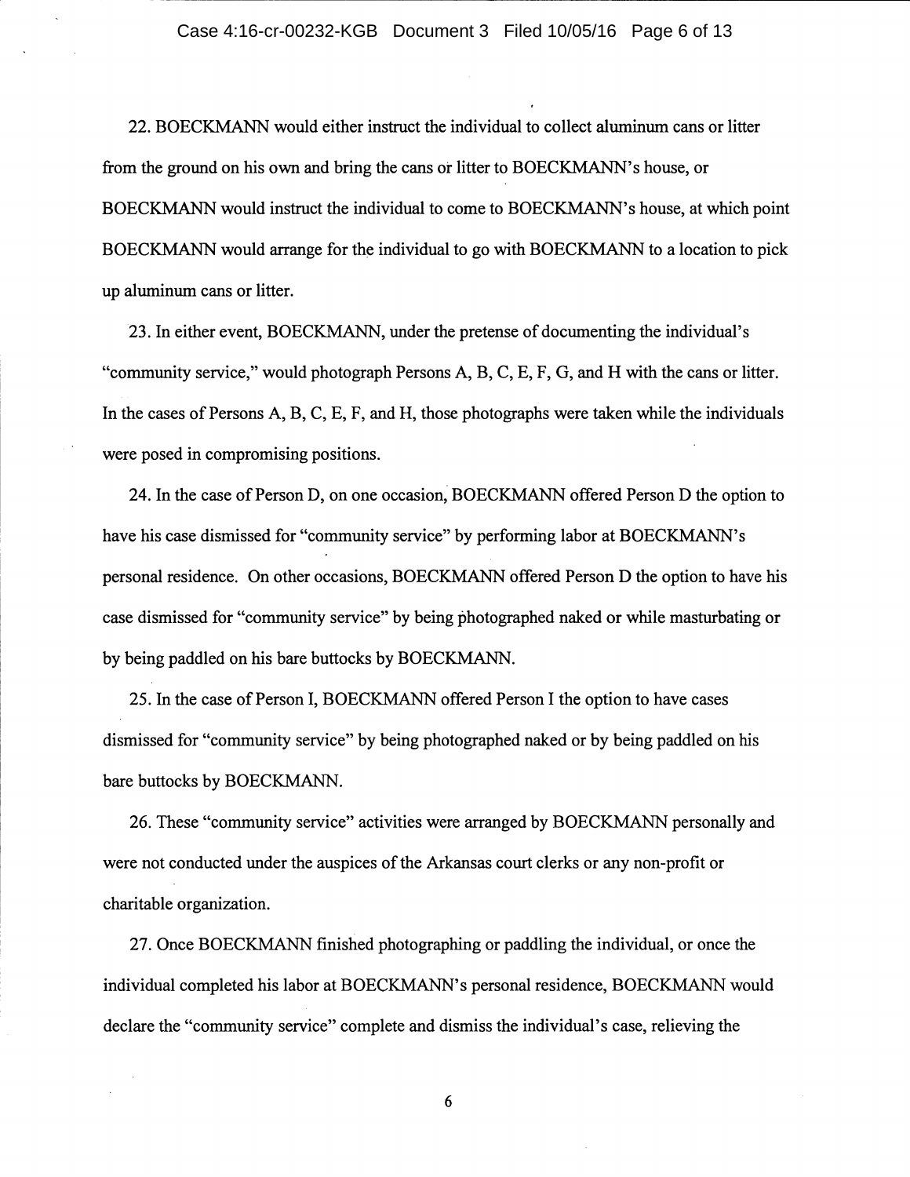22. BOECKMANN would either instruct the individual to collect aluminum cans or litter from the ground on his own and bring the cans or litter to BOECKMANN's house, or BOECKMANN would instruct the individual to come to BOECKMANN's house, at which point BOECKMANN would arrange for the individual to go with BOECKMANN to a location to pick up aluminum cans or litter.

23. In either event, BOECKMANN, under the pretense of documenting the individual's "community service," would photograph Persons A, B, C, E, F, G, and H with the cans or litter. In the cases of Persons A, B, C, E, F, and H, those photographs were taken while the individuals were posed in compromising positions.

24. In the case of Person D, on one occasion, BOECKMANN offered Person D the option to have his case dismissed for "community service" by performing labor at BOECKMANN's personal residence. On other occasions, BOECKMANN offered Person D the option to have his case dismissed for "community service" by being photographed naked or while masturbating or by being paddled on his bare buttocks by BOECKMANN.

25. In the case of Person I, BOECKMANN offered Person I the option to have cases dismissed for "community service" by being photographed naked or by being paddled on his bare buttocks by BOECKMANN.

26. These "community service" activities were arranged by BOECKMANN personally and were not conducted under the auspices of the Arkansas court clerks or any non-profit or charitable organization.

27. Once BOECKMANN finished photographing or paddling the individual, or once the individual completed his labor at BOECKMANN's personal residence, BOECKMANN would declare the "community service" complete and dismiss the individual's case, relieving the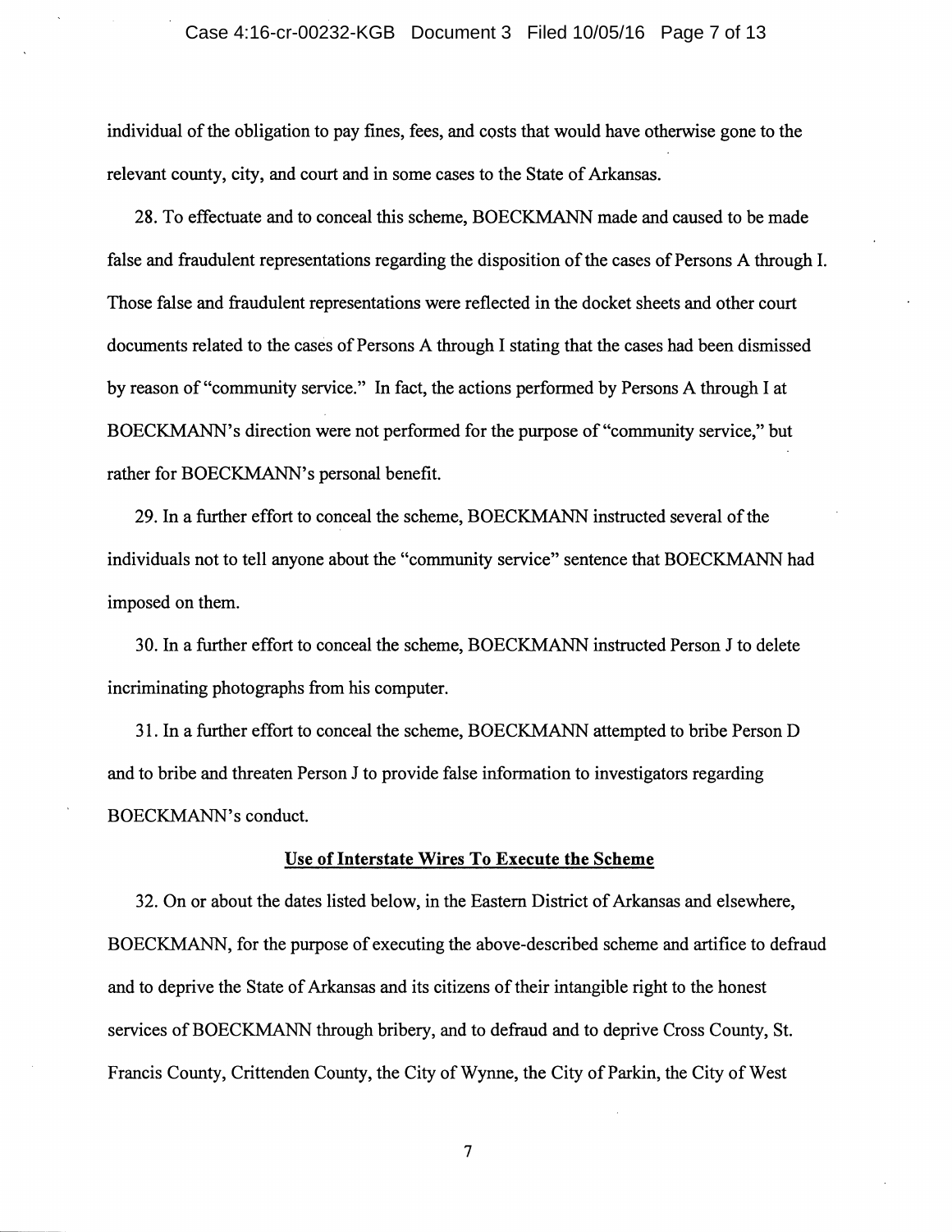individual of the obligation to pay fines, fees, and costs that would have otherwise gone to the relevant county, city, and court and in some cases to the State of Arkansas.

28. To effectuate and to conceal this scheme, BOECKMANN made and caused to be made false and fraudulent representations regarding the disposition of the cases of Persons A through I. Those false and fraudulent representations were reflected in the docket sheets and other court documents related to the cases of Persons A through I stating that the cases had been dismissed by reason of "community service." In fact, the actions performed by Persons A through I at BOECKMANN's direction were not performed for the purpose of "community service," but rather for BOECKMANN's personal benefit.

29. In a further effort to conceal the scheme, BOECKMANN instructed several of the individuals not to tell anyone about the "community service" sentence that BOECKMANN had imposed on them.

30. In a further effort to conceal the scheme, BOECKMANN instructed Person J to delete incriminating photographs from his computer.

31. In a further effort to conceal the scheme, BOECKMANN attempted to bribe Person D and to bribe and threaten Person J to provide false information to investigators regarding BOECKMANN's conduct.

**Use of Interstate Wires To Execute the Scheme**

32. On or about the dates listed below, in the Eastern District of Arkansas and elsewhere, BOECKMANN, for the purpose of executing the above-described scheme and artifice to defraud and to deprive the State of Arkansas and its citizens of their intangible right to the honest services of BOECKMANN through bribery, and to defraud and to deprive Cross County, St. Francis County, Crittenden County, the City of Wynne, the City of Parkin, the City of West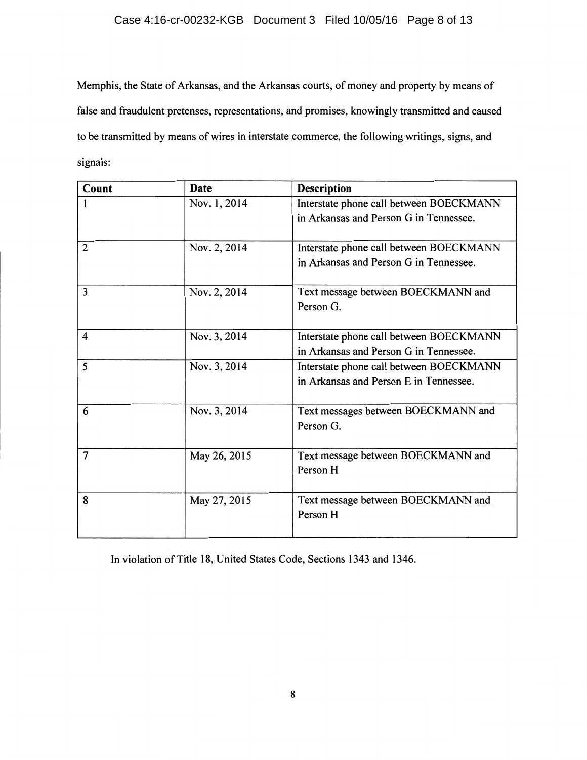Memphis, the State of Arkansas, and the Arkansas courts, of money and property by means of false and fraudulent pretenses, representations, and promises, knowingly transmitted and caused to be transmitted by means of wires in interstate commerce, the following writings, signs, and signals:

| Count | Date | Description |
|---|---|---|
| 1 | Nov. 1, 2014 | Interstate phone call between BOECKMANN in Arkansas and Person G in Tennessee. |
| 2 | Nov. 2, 2014 | Interstate phone call between BOECKMANN in Arkansas and Person G in Tennessee. |
| 3 | Nov. 2, 2014 | Text message between BOECKMANN and Person G. |
| 4 | Nov. 3, 2014 | Interstate phone call between BOECKMANN in Arkansas and Person G in Tennessee. |
| 5 | Nov. 3, 2014 | Interstate phone call between BOECKMANN in Arkansas and Person E in Tennessee. |
| 6 | Nov. 3, 2014 | Text messages between BOECKMANN and Person G. |
| 7 | May 26, 2015 | Text message between BOECKMANN and Person H |
| 8 | May 27, 2015 | Text message between BOECKMANN and Person H |

In violation of Title 18, United States Code, Sections 1343 and 1346.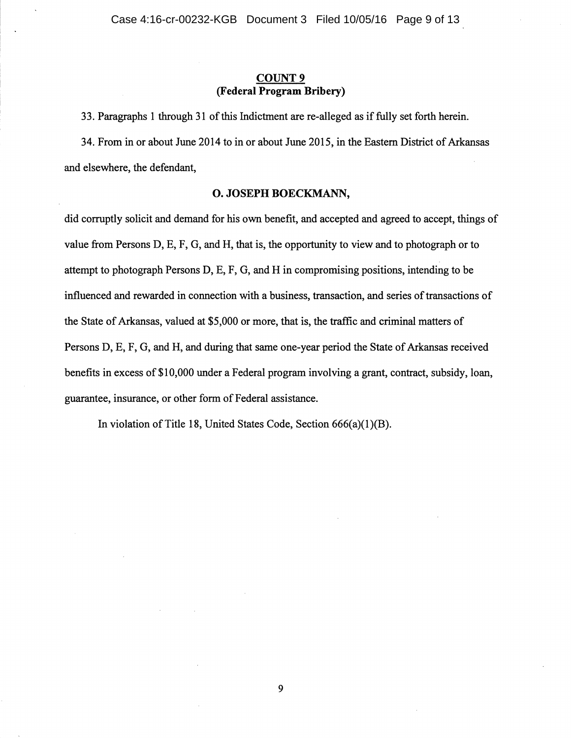## COUNT 9
### (Federal Program Bribery)

33. Paragraphs 1 through 31 of this Indictment are re-alleged as if fully set forth herein.

34. From in or about June 2014 to in or about June 2015, in the Eastern District of Arkansas and elsewhere, the defendant,

**O. JOSEPH BOECKMANN,**

did corruptly solicit and demand for his own benefit, and accepted and agreed to accept, things of value from Persons D, E, F, G, and H, that is, the opportunity to view and to photograph or to attempt to photograph Persons D, E, F, G, and H in compromising positions, intending to be influenced and rewarded in connection with a business, transaction, and series of transactions of the State of Arkansas, valued at $5,000 or more, that is, the traffic and criminal matters of Persons D, E, F, G, and H, and during that same one-year period the State of Arkansas received benefits in excess of $10,000 under a Federal program involving a grant, contract, subsidy, loan, guarantee, insurance, or other form of Federal assistance.

In violation of Title 18, United States Code, Section 666(a)(1)(B).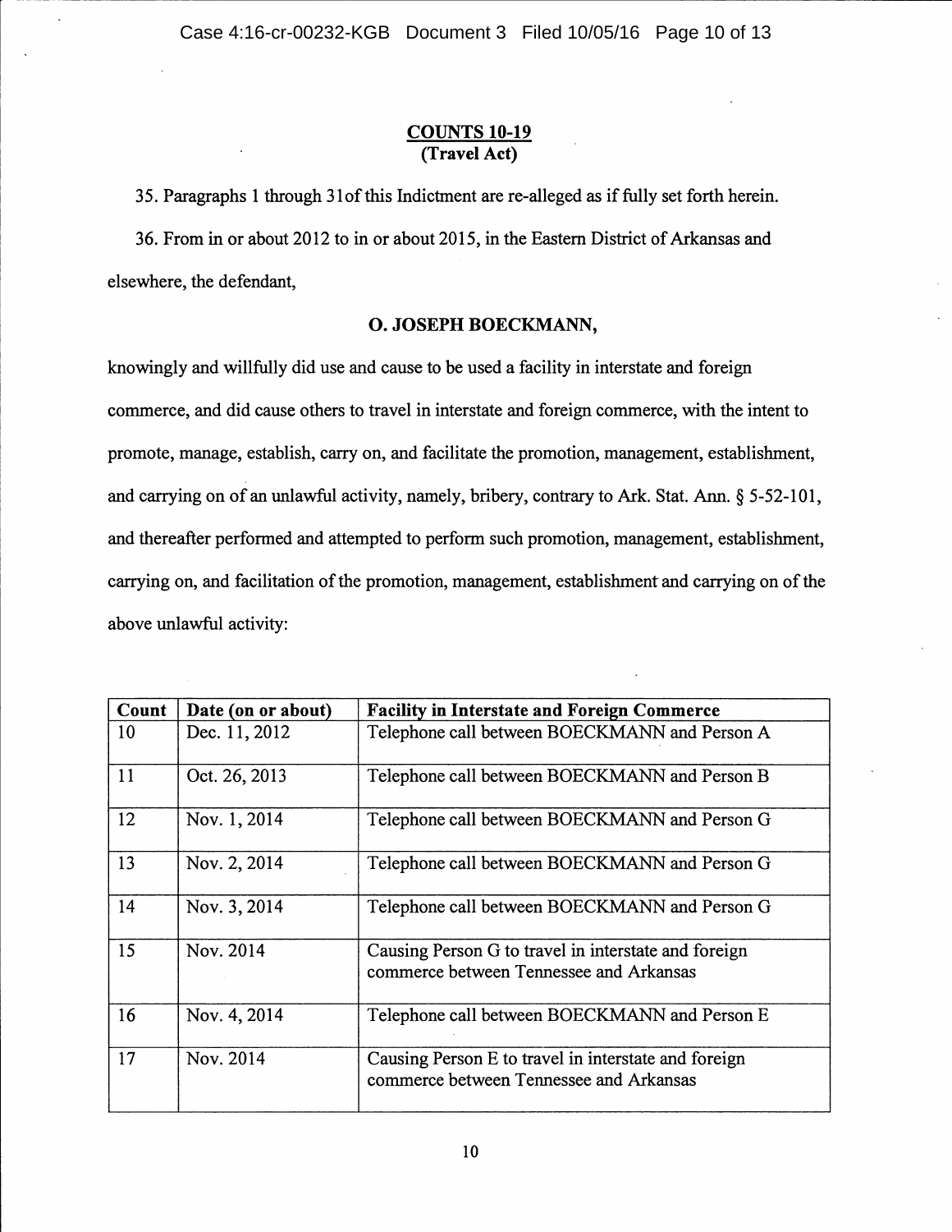**COUNTS 10-19**
**(Travel Act)**

35. Paragraphs 1 through 31of this Indictment are re-alleged as if fully set forth herein.

36. From in or about 2012 to in or about 2015, in the Eastern District of Arkansas and elsewhere, the defendant,

**O. JOSEPH BOECKMANN,**

knowingly and willfully did use and cause to be used a facility in interstate and foreign commerce, and did cause others to travel in interstate and foreign commerce, with the intent to promote, manage, establish, carry on, and facilitate the promotion, management, establishment, and carrying on of an unlawful activity, namely, bribery, contrary to Ark. Stat. Ann. § 5-52-101, and thereafter performed and attempted to perform such promotion, management, establishment, carrying on, and facilitation of the promotion, management, establishment and carrying on of the above unlawful activity:

| Count | Date (on or about) | Facility in Interstate and Foreign Commerce |
|---|---|---|
| 10 | Dec. 11, 2012 | Telephone call between BOECKMANN and Person A |
| 11 | Oct. 26, 2013 | Telephone call between BOECKMANN and Person B |
| 12 | Nov. 1, 2014 | Telephone call between BOECKMANN and Person G |
| 13 | Nov. 2, 2014 | Telephone call between BOECKMANN and Person G |
| 14 | Nov. 3, 2014 | Telephone call between BOECKMANN and Person G |
| 15 | Nov. 2014 | Causing Person G to travel in interstate and foreign commerce between Tennessee and Arkansas |
| 16 | Nov. 4, 2014 | Telephone call between BOECKMANN and Person E |
| 17 | Nov. 2014 | Causing Person E to travel in interstate and foreign commerce between Tennessee and Arkansas |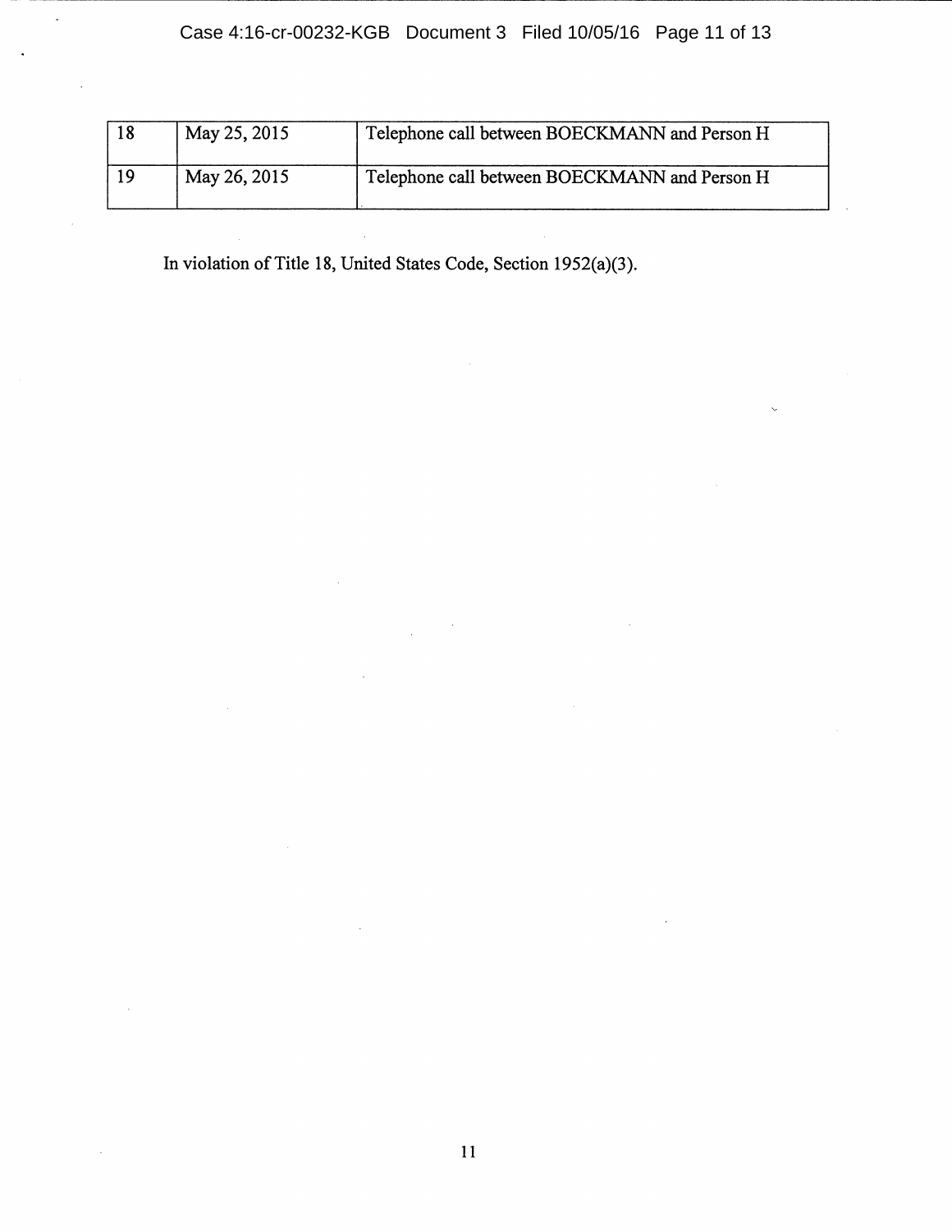| 18 | May 25, 2015 | Telephone call between BOECKMANN and Person H |
|---|---|---|
| 19 | May 26, 2015 | Telephone call between BOECKMANN and Person H |

In violation of Title 18, United States Code, Section 1952(a)(3).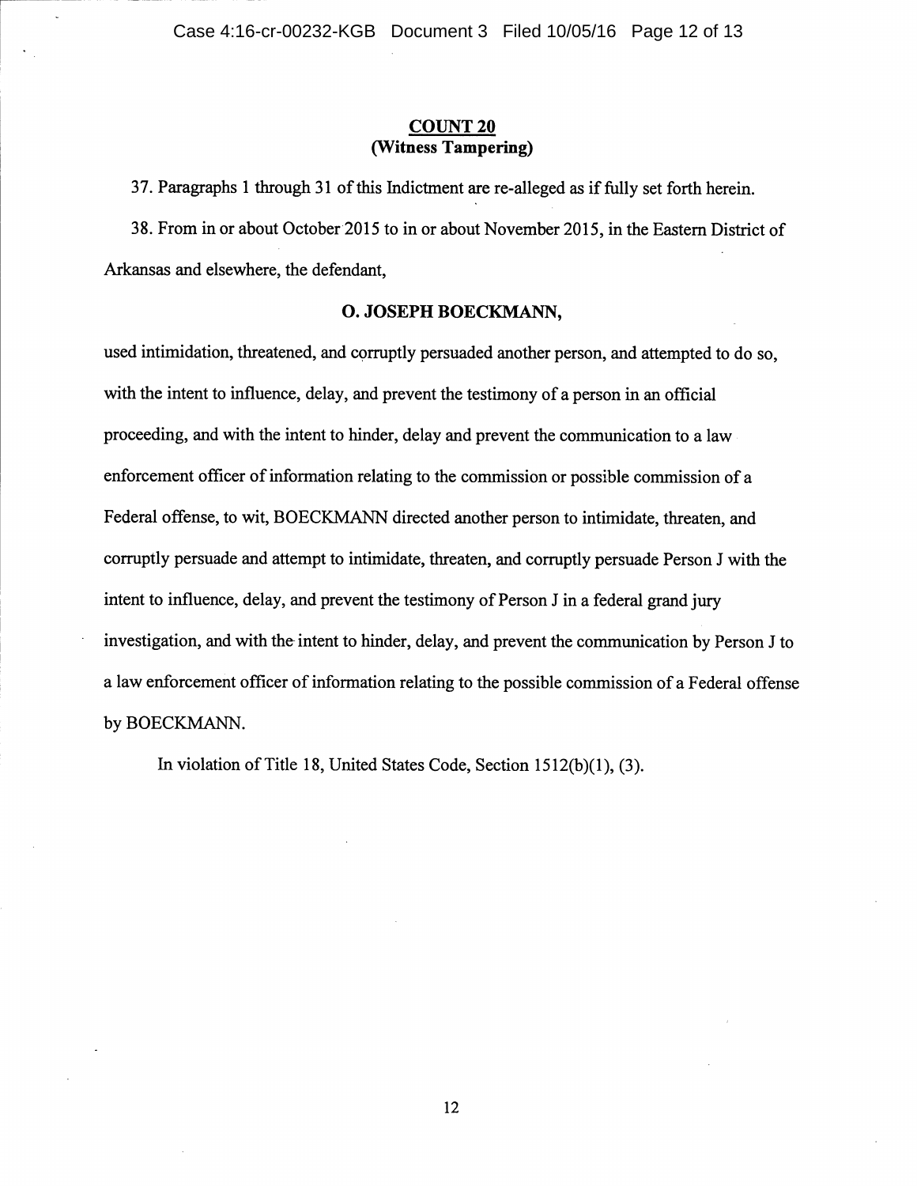## COUNT 20
## (Witness Tampering)

37. Paragraphs 1 through 31 of this Indictment are re-alleged as if fully set forth herein.

38. From in or about October 2015 to in or about November 2015, in the Eastern District of Arkansas and elsewhere, the defendant,

**O. JOSEPH BOECKMANN,**

used intimidation, threatened, and corruptly persuaded another person, and attempted to do so, with the intent to influence, delay, and prevent the testimony of a person in an official proceeding, and with the intent to hinder, delay and prevent the communication to a law enforcement officer of information relating to the commission or possible commission of a Federal offense, to wit, BOECKMANN directed another person to intimidate, threaten, and corruptly persuade and attempt to intimidate, threaten, and corruptly persuade Person J with the intent to influence, delay, and prevent the testimony of Person J in a federal grand jury investigation, and with the intent to hinder, delay, and prevent the communication by Person J to a law enforcement officer of information relating to the possible commission of a Federal offense by BOECKMANN.

In violation of Title 18, United States Code, Section 1512(b)(1), (3).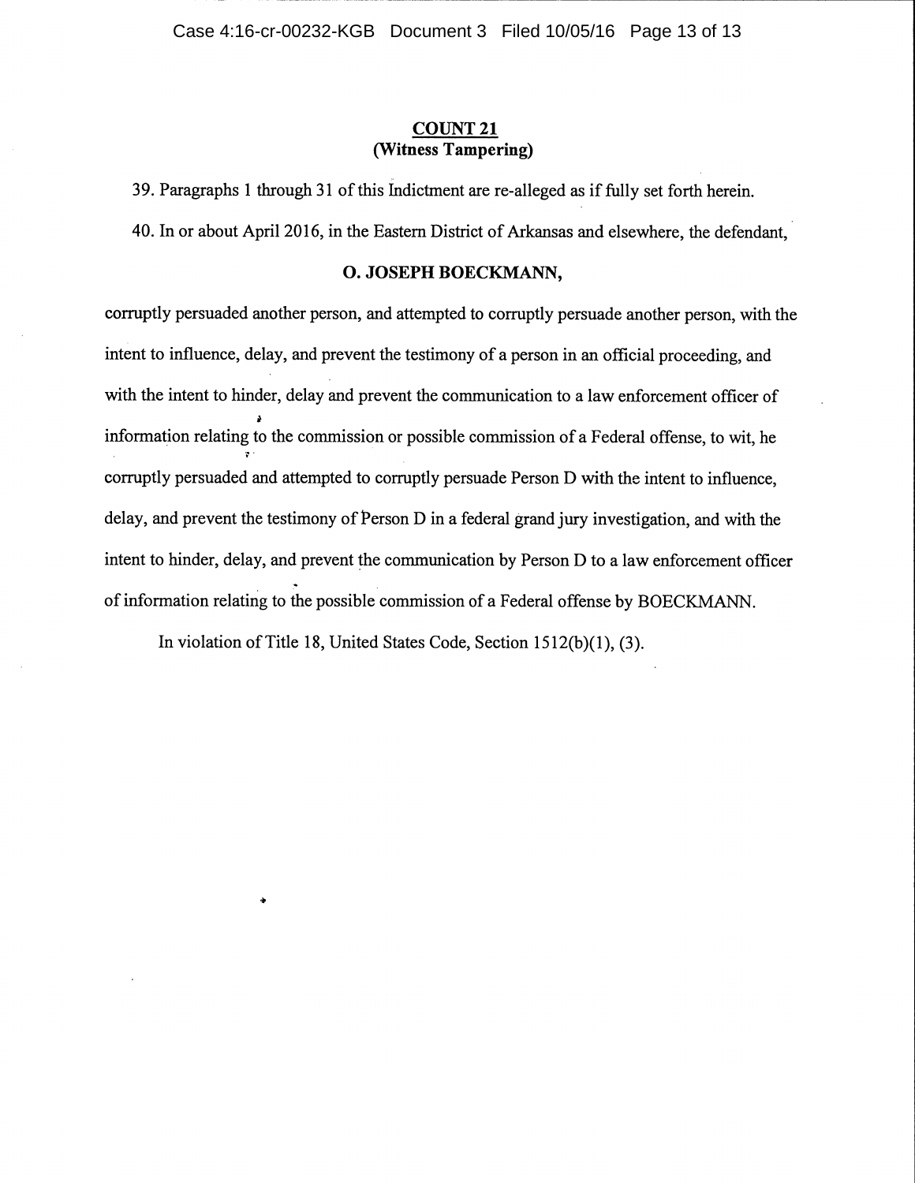## COUNT 21
## (Witness Tampering)

39. Paragraphs 1 through 31 of this Indictment are re-alleged as if fully set forth herein.

40. In or about April 2016, in the Eastern District of Arkansas and elsewhere, the defendant,

**O. JOSEPH BOECKMANN,**

corruptly persuaded another person, and attempted to corruptly persuade another person, with the intent to influence, delay, and prevent the testimony of a person in an official proceeding, and with the intent to hinder, delay and prevent the communication to a law enforcement officer of information relating to the commission or possible commission of a Federal offense, to wit, he corruptly persuaded and attempted to corruptly persuade Person D with the intent to influence, delay, and prevent the testimony of Person D in a federal grand jury investigation, and with the intent to hinder, delay, and prevent the communication by Person D to a law enforcement officer of information relating to the possible commission of a Federal offense by BOECKMANN.

In violation of Title 18, United States Code, Section 1512(b)(1), (3).